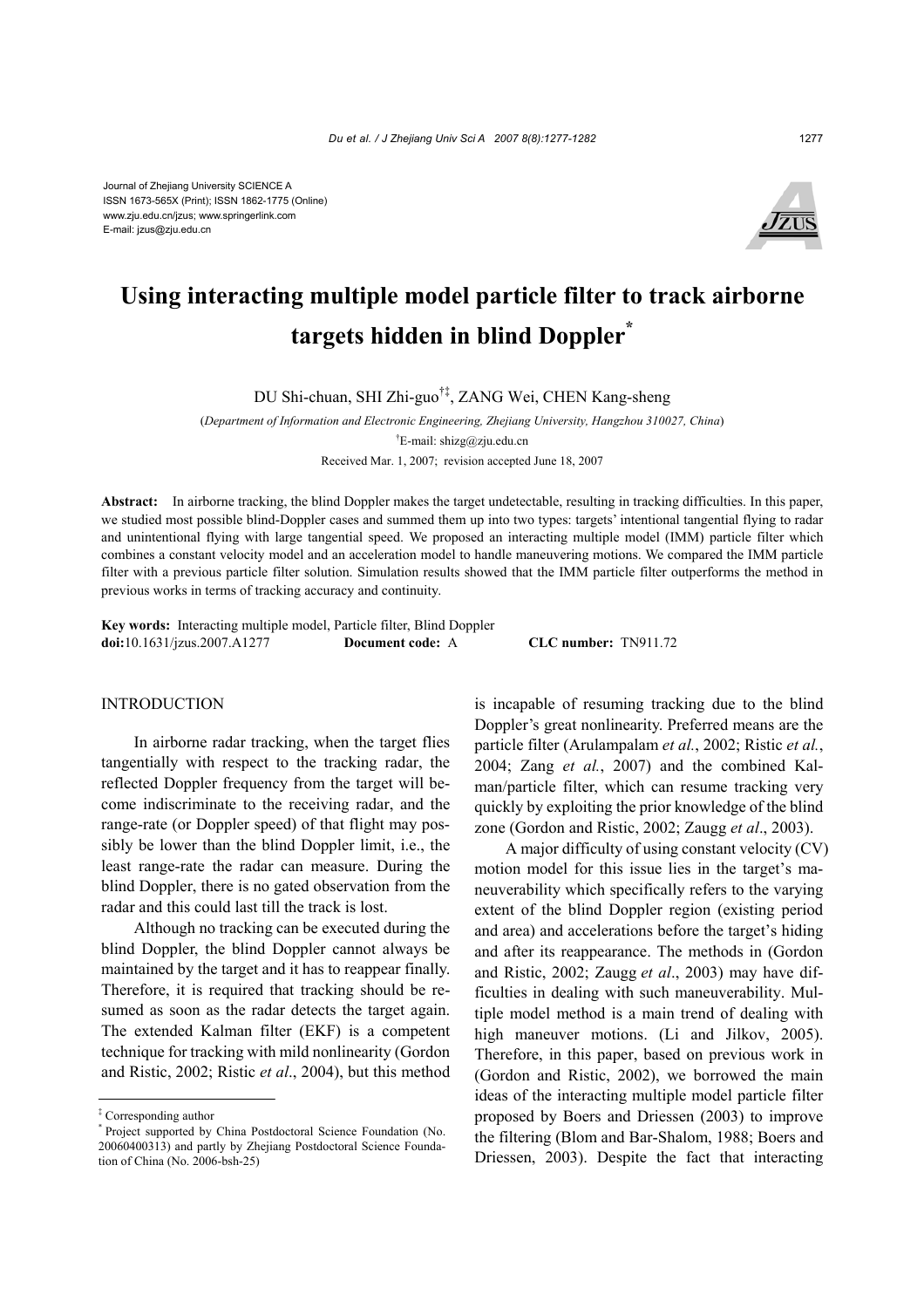Journal of Zhejiang University SCIENCE A
ISSN 1673-565X (Print); ISSN 1862-1775 (Online)
www.zju.edu.cn/jzus; www.springerlink.com
E-mail: jzus@zju.edu.cn

# Using interacting multiple model particle filter to track airborne targets hidden in blind Doppler*

DU Shi-chuan, SHI Zhi-guo[†‡], ZANG Wei, CHEN Kang-sheng

(*Department of Information and Electronic Engineering, Zhejiang University, Hangzhou 310027, China*)

[†]E-mail: shizg@zju.edu.cn

Received Mar. 1, 2007; revision accepted June 18, 2007

**Abstract:** In airborne tracking, the blind Doppler makes the target undetectable, resulting in tracking difficulties. In this paper, we studied most possible blind-Doppler cases and summed them up into two types: targets' intentional tangential flying to radar and unintentional flying with large tangential speed. We proposed an interacting multiple model (IMM) particle filter which combines a constant velocity model and an acceleration model to handle maneuvering motions. We compared the IMM particle filter with a previous particle filter solution. Simulation results showed that the IMM particle filter outperforms the method in previous works in terms of tracking accuracy and continuity.

**Key words:** Interacting multiple model, Particle filter, Blind Doppler
**doi:**10.1631/jzus.2007.A1277 **Document code:** A **CLC number:** TN911.72

## INTRODUCTION

In airborne radar tracking, when the target flies tangentially with respect to the tracking radar, the reflected Doppler frequency from the target will become indiscriminate to the receiving radar, and the range-rate (or Doppler speed) of that flight may possibly be lower than the blind Doppler limit, i.e., the least range-rate the radar can measure. During the blind Doppler, there is no gated observation from the radar and this could last till the track is lost.

Although no tracking can be executed during the blind Doppler, the blind Doppler cannot always be maintained by the target and it has to reappear finally. Therefore, it is required that tracking should be resumed as soon as the radar detects the target again. The extended Kalman filter (EKF) is a competent technique for tracking with mild nonlinearity (Gordon and Ristic, 2002; Ristic *et al*., 2004), but this method is incapable of resuming tracking due to the blind Doppler's great nonlinearity. Preferred means are the particle filter (Arulampalam *et al.*, 2002; Ristic *et al.*, 2004; Zang *et al.*, 2007) and the combined Kalman/particle filter, which can resume tracking very quickly by exploiting the prior knowledge of the blind zone (Gordon and Ristic, 2002; Zaugg *et al*., 2003).

A major difficulty of using constant velocity (CV) motion model for this issue lies in the target's maneuverability which specifically refers to the varying extent of the blind Doppler region (existing period and area) and accelerations before the target's hiding and after its reappearance. The methods in (Gordon and Ristic, 2002; Zaugg *et al*., 2003) may have difficulties in dealing with such maneuverability. Multiple model method is a main trend of dealing with high maneuver motions. (Li and Jilkov, 2005). Therefore, in this paper, based on previous work in (Gordon and Ristic, 2002), we borrowed the main ideas of the interacting multiple model particle filter proposed by Boers and Driessen (2003) to improve the filtering (Blom and Bar-Shalom, 1988; Boers and Driessen, 2003). Despite the fact that interacting

‡ Corresponding author
\* Project supported by China Postdoctoral Science Foundation (No. 20060400313) and partly by Zhejiang Postdoctoral Science Foundation of China (No. 2006-bsh-25)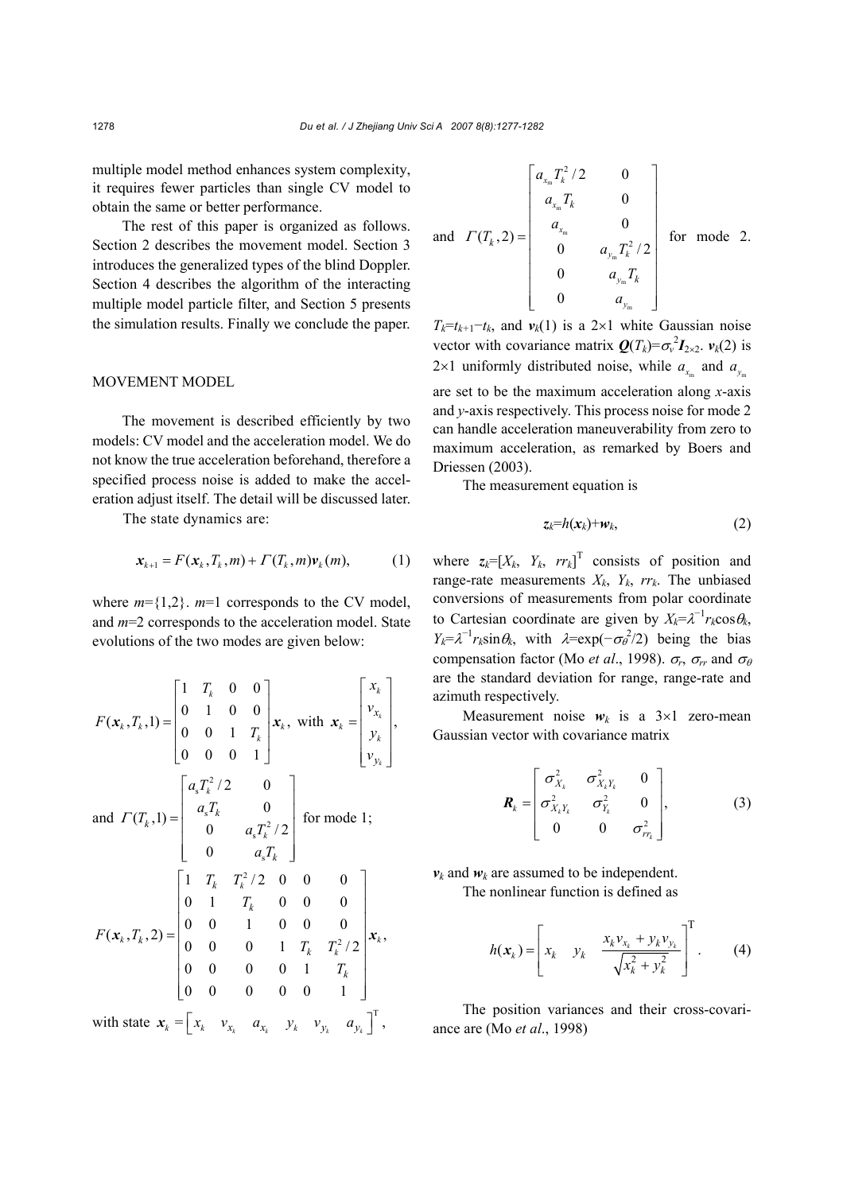multiple model method enhances system complexity, it requires fewer particles than single CV model to obtain the same or better performance.

The rest of this paper is organized as follows. Section 2 describes the movement model. Section 3 introduces the generalized types of the blind Doppler. Section 4 describes the algorithm of the interacting multiple model particle filter, and Section 5 presents the simulation results. Finally we conclude the paper.

## MOVEMENT MODEL

The movement is described efficiently by two models: CV model and the acceleration model. We do not know the true acceleration beforehand, therefore a specified process noise is added to make the acceleration adjust itself. The detail will be discussed later.

The state dynamics are:

$$\boldsymbol{x}_{k+1} = F(\boldsymbol{x}_k, T_k, m) + \Gamma(T_k, m)\boldsymbol{v}_k(m), \tag{1}$$

where $m$={1,2}. $m$=1 corresponds to the CV model, and $m$=2 corresponds to the acceleration model. State evolutions of the two modes are given below:

$$F(\boldsymbol{x}_k, T_k, 1) = \begin{bmatrix} 1 & T_k & 0 & 0 \\ 0 & 1 & 0 & 0 \\ 0 & 0 & 1 & T_k \\ 0 & 0 & 0 & 1 \end{bmatrix} \boldsymbol{x}_k, \text{ with } \boldsymbol{x}_k = \begin{bmatrix} x_k \\ v_{x_k} \\ y_k \\ v_{y_k} \end{bmatrix},$$

and $\Gamma(T_k,1) = \begin{bmatrix} a_s T_k^2/2 & 0 \\ a_s T_k & 0 \\ 0 & a_s T_k^2/2 \\ 0 & a_s T_k \end{bmatrix}$ for mode 1;

$$F(\boldsymbol{x}_k, T_k, 2) = \begin{bmatrix} 1 & T_k & T_k^2/2 & 0 & 0 & 0 \\ 0 & 1 & T_k & 0 & 0 & 0 \\ 0 & 0 & 1 & 0 & 0 & 0 \\ 0 & 0 & 0 & 1 & T_k & T_k^2/2 \\ 0 & 0 & 0 & 0 & 1 & T_k \\ 0 & 0 & 0 & 0 & 0 & 1 \end{bmatrix} \boldsymbol{x}_k,$$

with state $\boldsymbol{x}_k = \begin{bmatrix} x_k & v_{x_k} & a_{x_k} & y_k & v_{y_k} & a_{y_k} \end{bmatrix}^{\mathrm{T}}$,

and $\Gamma(T_k,2) = \begin{bmatrix} a_{x_m} T_k^2/2 & 0 \\ a_{x_m} T_k & 0 \\ a_{x_m} & 0 \\ 0 & a_{y_m} T_k^2/2 \\ 0 & a_{y_m} T_k \\ 0 & a_{y_m} \end{bmatrix}$ for mode 2.

$T_k=t_{k+1}-t_k$, and $\boldsymbol{v}_k(1)$ is a 2×1 white Gaussian noise vector with covariance matrix $\boldsymbol{Q}(T_k)=\sigma_v^2\boldsymbol{I}_{2\times2}$. $\boldsymbol{v}_k(2)$ is 2×1 uniformly distributed noise, while $a_{x_m}$ and $a_{y_m}$ are set to be the maximum acceleration along $x$-axis and $y$-axis respectively. This process noise for mode 2 can handle acceleration maneuverability from zero to maximum acceleration, as remarked by Boers and Driessen (2003).

The measurement equation is

$$\boldsymbol{z}_k=h(\boldsymbol{x}_k)+\boldsymbol{w}_k, \tag{2}$$

where $\boldsymbol{z}_k=[X_k,\ Y_k,\ rr_k]^{\mathrm{T}}$ consists of position and range-rate measurements $X_k$, $Y_k$, $rr_k$. The unbiased conversions of measurements from polar coordinate to Cartesian coordinate are given by $X_k=\lambda^{-1}r_k\cos\theta_k$, $Y_k=\lambda^{-1}r_k\sin\theta_k$, with $\lambda=\exp(-\sigma_\theta^2/2)$ being the bias compensation factor (Mo *et al*., 1998). $\sigma_r$, $\sigma_{rr}$ and $\sigma_\theta$ are the standard deviation for range, range-rate and azimuth respectively.

Measurement noise $\boldsymbol{w}_k$ is a 3×1 zero-mean Gaussian vector with covariance matrix

$$\boldsymbol{R}_k = \begin{bmatrix} \sigma_{X_k}^2 & \sigma_{X_kY_k}^2 & 0 \\ \sigma_{X_kY_k}^2 & \sigma_{Y_k}^2 & 0 \\ 0 & 0 & \sigma_{rr_k}^2 \end{bmatrix}, \tag{3}$$

$\boldsymbol{v}_k$ and $\boldsymbol{w}_k$ are assumed to be independent.

The nonlinear function is defined as

$$h(\boldsymbol{x}_k) = \begin{bmatrix} x_k & y_k & \dfrac{x_k v_{x_k} + y_k v_{y_k}}{\sqrt{x_k^2 + y_k^2}} \end{bmatrix}^{\mathrm{T}}. \tag{4}$$

The position variances and their cross-covariance are (Mo *et al*., 1998)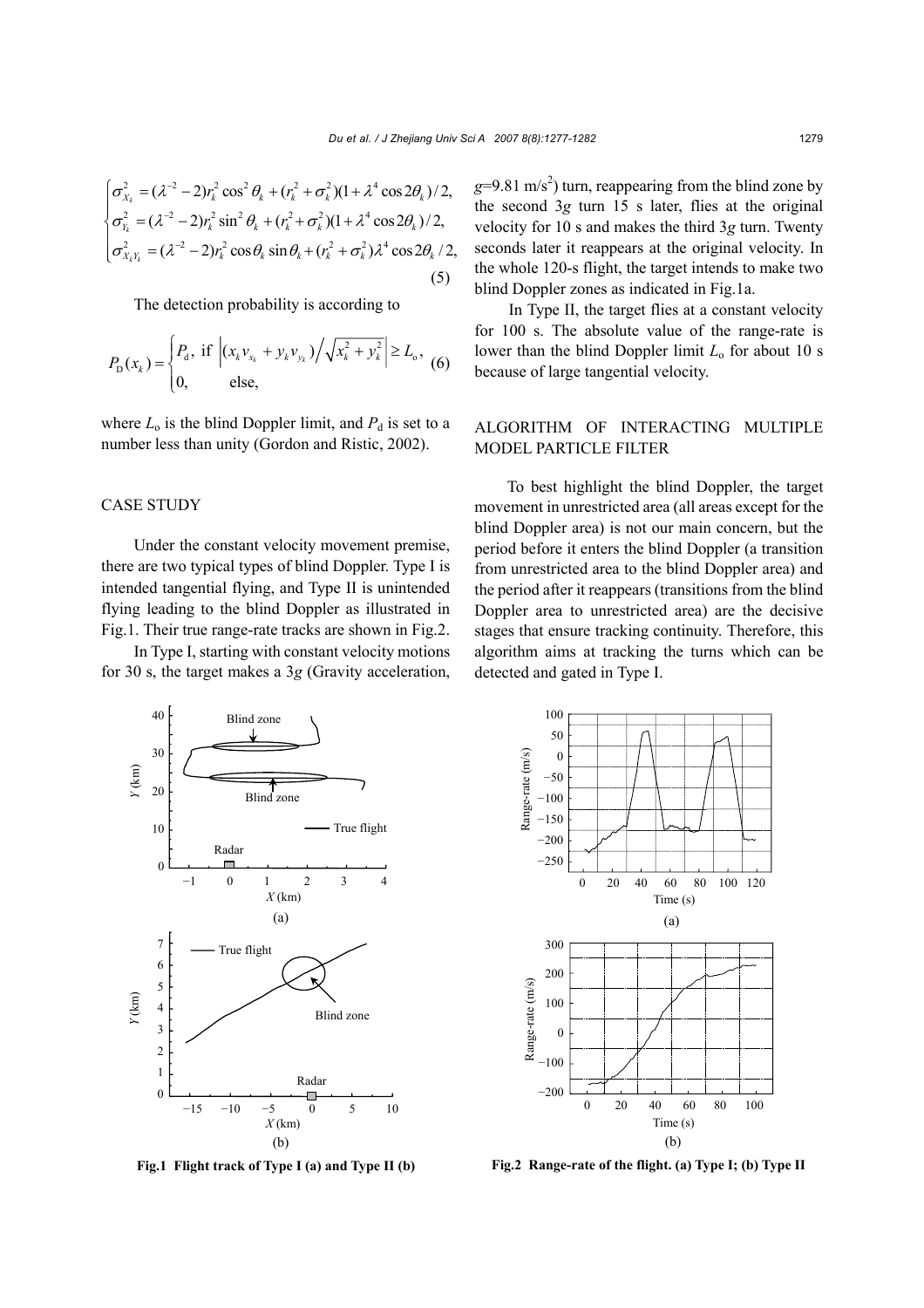$$
\begin{cases}
\sigma_{X_k}^2 = (\lambda^{-2}-2)r_k^2\cos^2\theta_k + (r_k^2+\sigma_k^2)(1+\lambda^4\cos 2\theta_k)/2, \\
\sigma_{Y_k}^2 = (\lambda^{-2}-2)r_k^2\sin^2\theta_k + (r_k^2+\sigma_k^2)(1+\lambda^4\cos 2\theta_k)/2, \\
\sigma_{X_kY_k}^2 = (\lambda^{-2}-2)r_k^2\cos\theta_k\sin\theta_k + (r_k^2+\sigma_k^2)\lambda^4\cos 2\theta_k/2,
\end{cases}
\tag{5}
$$

The detection probability is according to

$$
P_{\mathrm{D}}(x_k) = \begin{cases} P_{\mathrm{d}}, & \text{if } \left|(x_k v_{x_k} + y_k v_{y_k})\big/\sqrt{x_k^2+y_k^2}\right| \geq L_{\mathrm{o}}, \\ 0, & \text{else,} \end{cases}
\tag{6}
$$

where $L_{\mathrm{o}}$ is the blind Doppler limit, and $P_{\mathrm{d}}$ is set to a number less than unity (Gordon and Ristic, 2002).

## CASE STUDY

Under the constant velocity movement premise, there are two typical types of blind Doppler. Type I is intended tangential flying, and Type II is unintended flying leading to the blind Doppler as illustrated in Fig.1. Their true range-rate tracks are shown in Fig.2.

In Type I, starting with constant velocity motions for 30 s, the target makes a 3$g$ (Gravity acceleration, $g$=9.81 m/s$^2$) turn, reappearing from the blind zone by the second 3$g$ turn 15 s later, flies at the original velocity for 10 s and makes the third 3$g$ turn. Twenty seconds later it reappears at the original velocity. In the whole 120-s flight, the target intends to make two blind Doppler zones as indicated in Fig.1a.

In Type II, the target flies at a constant velocity for 100 s. The absolute value of the range-rate is lower than the blind Doppler limit $L_{\mathrm{o}}$ for about 10 s because of large tangential velocity.

## ALGORITHM OF INTERACTING MULTIPLE MODEL PARTICLE FILTER

To best highlight the blind Doppler, the target movement in unrestricted area (all areas except for the blind Doppler area) is not our main concern, but the period before it enters the blind Doppler (a transition from unrestricted area to the blind Doppler area) and the period after it reappears (transitions from the blind Doppler area to unrestricted area) are the decisive stages that ensure tracking continuity. Therefore, this algorithm aims at tracking the turns which can be detected and gated in Type I.

Blind zone
Blind zone
True flight
Radar
Y (km)
X (km)
40
30
20
10
0
−1 0 1 2 3 4
(a)

True flight
Blind zone
Radar
Y (km)
X (km)
7 6 5 4 3 2 1 0
−15 −10 −5 0 5 10
(b)

**Fig.1 Flight track of Type I (a) and Type II (b)**

Range-rate (m/s)
Time (s)
100 50 0 −50 −100 −150 −200 −250
0 20 40 60 80 100 120
(a)

Range-rate (m/s)
Time (s)
300 200 100 0 −100 −200
0 20 40 60 80 100
(b)

**Fig.2 Range-rate of the flight. (a) Type I; (b) Type II**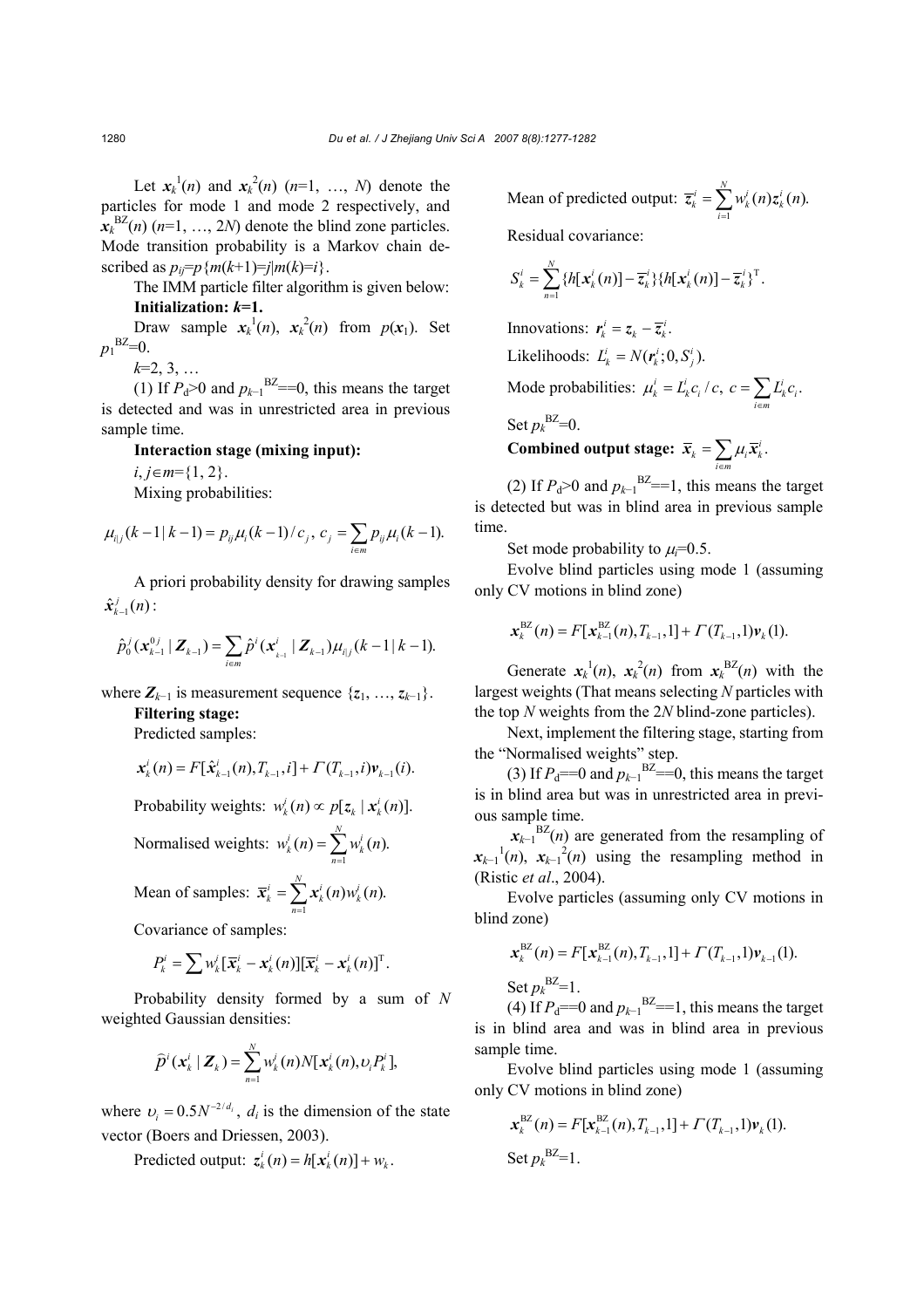Let $\boldsymbol{x}_k^1(n)$ and $\boldsymbol{x}_k^2(n)$ ($n$=1, …, $N$) denote the particles for mode 1 and mode 2 respectively, and $\boldsymbol{x}_k^{\mathrm{BZ}}(n)$ ($n$=1, …, $2N$) denote the blind zone particles. Mode transition probability is a Markov chain described as $p_{ij}=p\{m(k+1)=j|m(k)=i\}$.

The IMM particle filter algorithm is given below:

**Initialization: $k$=1.**

Draw sample $\boldsymbol{x}_k^1(n)$, $\boldsymbol{x}_k^2(n)$ from $p(\boldsymbol{x}_1)$. Set $p_1^{\mathrm{BZ}}=0$.

$k$=2, 3, …

(1) If $P_\mathrm{d}>0$ and $p_{k-1}^{\mathrm{BZ}}==0$, this means the target is detected and was in unrestricted area in previous sample time.

**Interaction stage (mixing input):**

$i, j\in m=\{1, 2\}$.

Mixing probabilities:

$$\mu_{i|j}(k-1\,|\,k-1)=p_{ij}\mu_i(k-1)/c_j,\ c_j=\sum_{i\in m}p_{ij}\mu_i(k-1).$$

A priori probability density for drawing samples $\hat{\boldsymbol{x}}_{k-1}^j(n)$:

$$\hat{p}_0^j(\boldsymbol{x}_{k-1}^{0j}\,|\,\boldsymbol{Z}_{k-1})=\sum_{i\in m}\hat{p}^i(\boldsymbol{x}_{k-1}^i\,|\,\boldsymbol{Z}_{k-1})\mu_{i|j}(k-1\,|\,k-1).$$

where $\boldsymbol{Z}_{k-1}$ is measurement sequence $\{\boldsymbol{z}_1, …, \boldsymbol{z}_{k-1}\}$.

**Filtering stage:**

Predicted samples:

$$\boldsymbol{x}_k^i(n)=F[\hat{\boldsymbol{x}}_{k-1}^i(n),T_{k-1},i]+\Gamma(T_{k-1},i)\boldsymbol{v}_{k-1}(i).$$

Probability weights: $w_k^i(n)\propto p[\boldsymbol{z}_k\,|\,\boldsymbol{x}_k^i(n)]$.

Normalised weights: $w_k^i(n)=\sum_{n=1}^{N}w_k^i(n)$.

Mean of samples: $\overline{\boldsymbol{x}}_k^i=\sum_{n=1}^{N}\boldsymbol{x}_k^i(n)w_k^i(n)$.

Covariance of samples:

$$P_k^i=\sum w_k^i[\overline{\boldsymbol{x}}_k^i-\boldsymbol{x}_k^i(n)][\overline{\boldsymbol{x}}_k^i-\boldsymbol{x}_k^i(n)]^\mathrm{T}.$$

Probability density formed by a sum of $N$ weighted Gaussian densities:

$$\widehat{p}^i(\boldsymbol{x}_k^i\,|\,\boldsymbol{Z}_k)=\sum_{n=1}^{N}w_k^i(n)N[\boldsymbol{x}_k^i(n),\upsilon_iP_k^i],$$

where $\upsilon_i=0.5N^{-2/d_i}$, $d_i$ is the dimension of the state vector (Boers and Driessen, 2003).

Predicted output: $\boldsymbol{z}_k^i(n)=h[\boldsymbol{x}_k^i(n)]+w_k$.

Mean of predicted output: $\overline{\boldsymbol{z}}_k^i=\sum_{i=1}^{N}w_k^i(n)\boldsymbol{z}_k^i(n)$.

Residual covariance:

$$S_k^i=\sum_{n=1}^{N}\{h[\boldsymbol{x}_k^i(n)]-\overline{\boldsymbol{z}}_k^i\}\{h[\boldsymbol{x}_k^i(n)]-\overline{\boldsymbol{z}}_k^i\}^\mathrm{T}.$$

Innovations: $\boldsymbol{r}_k^i=\boldsymbol{z}_k-\overline{\boldsymbol{z}}_k^i$.

Likelihoods: $L_k^i=N(\boldsymbol{r}_k^i;0,S_j^i)$.

Mode probabilities: $\mu_k^i=L_k^ic_i/c,\ c=\sum_{i\in m}L_k^ic_i$.

Set $p_k^{\mathrm{BZ}}=0$.

**Combined output stage:** $\overline{\boldsymbol{x}}_k=\sum_{i\in m}\mu_i\overline{\boldsymbol{x}}_k^i$.

(2) If $P_\mathrm{d}>0$ and $p_{k-1}^{\mathrm{BZ}}==1$, this means the target is detected but was in blind area in previous sample time.

Set mode probability to $\mu_i=0.5$.

Evolve blind particles using mode 1 (assuming only CV motions in blind zone)

$$\boldsymbol{x}_k^{\mathrm{BZ}}(n)=F[\boldsymbol{x}_{k-1}^{\mathrm{BZ}}(n),T_{k-1},1]+\Gamma(T_{k-1},1)\boldsymbol{v}_k(1).$$

Generate $\boldsymbol{x}_k^1(n)$, $\boldsymbol{x}_k^2(n)$ from $\boldsymbol{x}_k^{\mathrm{BZ}}(n)$ with the largest weights (That means selecting $N$ particles with the top $N$ weights from the $2N$ blind-zone particles).

Next, implement the filtering stage, starting from the "Normalised weights" step.

(3) If $P_\mathrm{d}==0$ and $p_{k-1}^{\mathrm{BZ}}==0$, this means the target is in blind area but was in unrestricted area in previous sample time.

$\boldsymbol{x}_{k-1}^{\mathrm{BZ}}(n)$ are generated from the resampling of $\boldsymbol{x}_{k-1}^1(n)$, $\boldsymbol{x}_{k-1}^2(n)$ using the resampling method in (Ristic *et al*., 2004).

Evolve particles (assuming only CV motions in blind zone)

$$\boldsymbol{x}_k^{\mathrm{BZ}}(n)=F[\boldsymbol{x}_{k-1}^{\mathrm{BZ}}(n),T_{k-1},1]+\Gamma(T_{k-1},1)\boldsymbol{v}_{k-1}(1).$$

Set $p_k^{\mathrm{BZ}}=1$.

(4) If $P_\mathrm{d}==0$ and $p_{k-1}^{\mathrm{BZ}}==1$, this means the target is in blind area and was in blind area in previous sample time.

Evolve blind particles using mode 1 (assuming only CV motions in blind zone)

$$\boldsymbol{x}_k^{\mathrm{BZ}}(n)=F[\boldsymbol{x}_{k-1}^{\mathrm{BZ}}(n),T_{k-1},1]+\Gamma(T_{k-1},1)\boldsymbol{v}_k(1).$$

Set $p_k^{\mathrm{BZ}}=1$.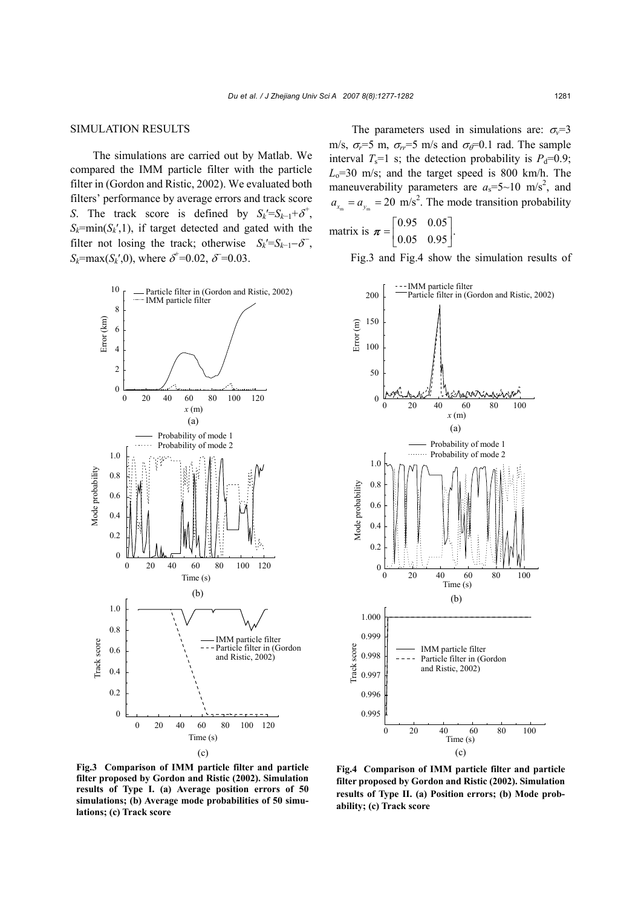## SIMULATION RESULTS

The simulations are carried out by Matlab. We compared the IMM particle filter with the particle filter in (Gordon and Ristic, 2002). We evaluated both filters' performance by average errors and track score $S$. The track score is defined by $S_k'=S_{k-1}+\delta^+$, $S_k=\min(S_k',1)$, if target detected and gated with the filter not losing the track; otherwise $S_k'=S_{k-1}-\delta^-$, $S_k=\max(S_k',0)$, where $\delta^+=0.02$, $\delta^-=0.03$.

The parameters used in simulations are: $\sigma_v=3$ m/s, $\sigma_r=5$ m, $\sigma_{rr}=5$ m/s and $\sigma_\theta=0.1$ rad. The sample interval $T_s=1$ s; the detection probability is $P_d=0.9$; $L_o=30$ m/s; and the target speed is 800 km/h. The maneuverability parameters are $a_s=5\sim10$ m/s$^2$, and $a_{\dot{x}_m}=a_{\dot{y}_m}=20$ m/s$^2$. The mode transition probability matrix is $\boldsymbol{\pi}=\begin{bmatrix}0.95 & 0.05\\ 0.05 & 0.95\end{bmatrix}$.

Fig.3 and Fig.4 show the simulation results of

(a)
Error (km)
0
2
4
6
8
10
0 20 40 60 80 100 120
x (m)
Particle filter in (Gordon and Ristic, 2002)
IMM particle filter

(b)
Mode probability
0
0.2
0.4
0.6
0.8
1.0
0 20 40 60 80 100 120
Time (s)
Probability of mode 1
Probability of mode 2

(c)
Track score
0
0.2
0.4
0.6
0.8
1.0
0 20 40 60 80 100 120
Time (s)
IMM particle filter
Particle filter in (Gordon and Ristic, 2002)

**Fig.3 Comparison of IMM particle filter and particle filter proposed by Gordon and Ristic (2002). Simulation results of Type I. (a) Average position errors of 50 simulations; (b) Average mode probabilities of 50 simulations; (c) Track score**

(a)
Error (m)
0
50
100
150
200
0 20 40 60 80 100
x (m)
IMM particle filter
Particle filter in (Gordon and Ristic, 2002)

(b)
Mode probability
0
0.2
0.4
0.6
0.8
1.0
0 20 40 60 80 100
Time (s)
Probability of mode 1
Probability of mode 2

(c)
Track score
0.995
0.996
0.997
0.998
0.999
1.000
0 20 40 60 80 100
Time (s)
IMM particle filter
Particle filter in (Gordon and Ristic, 2002)

**Fig.4 Comparison of IMM particle filter and particle filter proposed by Gordon and Ristic (2002). Simulation results of Type II. (a) Position errors; (b) Mode probability; (c) Track score**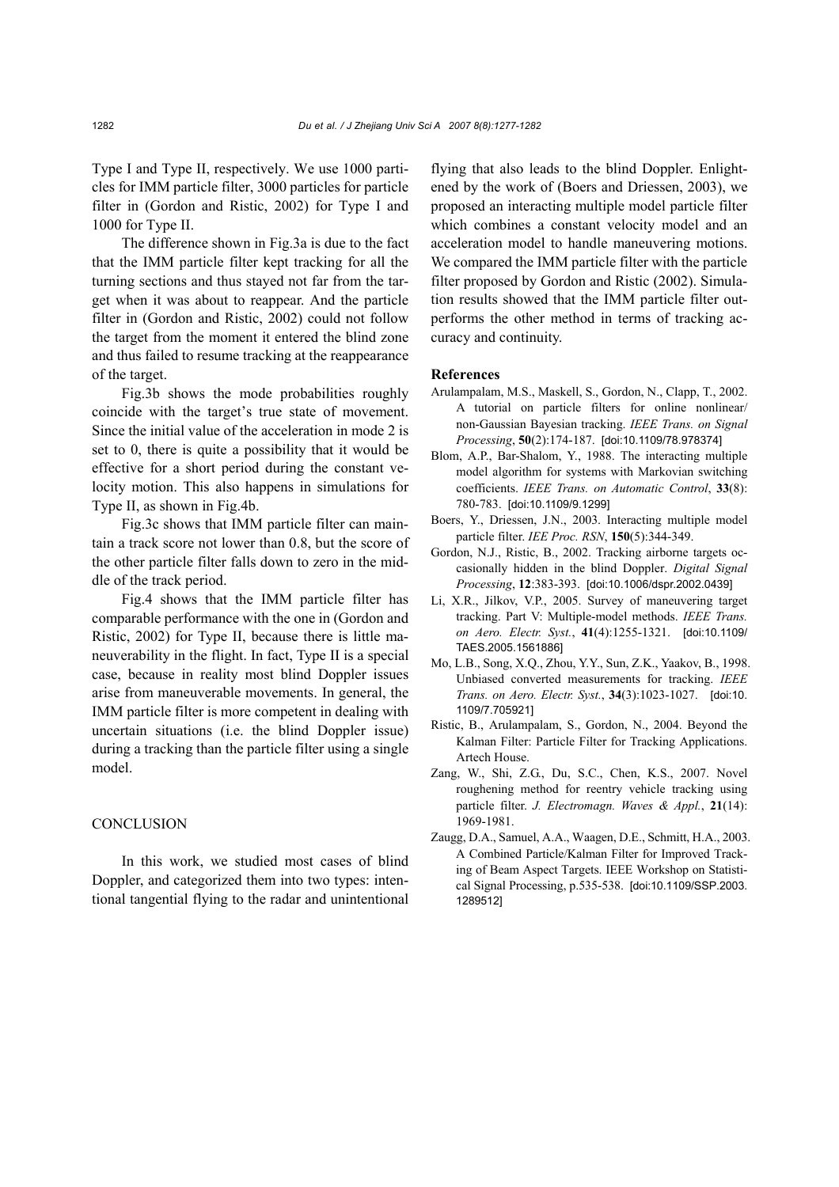Type I and Type II, respectively. We use 1000 particles for IMM particle filter, 3000 particles for particle filter in (Gordon and Ristic, 2002) for Type I and 1000 for Type II.

The difference shown in Fig.3a is due to the fact that the IMM particle filter kept tracking for all the turning sections and thus stayed not far from the target when it was about to reappear. And the particle filter in (Gordon and Ristic, 2002) could not follow the target from the moment it entered the blind zone and thus failed to resume tracking at the reappearance of the target.

Fig.3b shows the mode probabilities roughly coincide with the target's true state of movement. Since the initial value of the acceleration in mode 2 is set to 0, there is quite a possibility that it would be effective for a short period during the constant velocity motion. This also happens in simulations for Type II, as shown in Fig.4b.

Fig.3c shows that IMM particle filter can maintain a track score not lower than 0.8, but the score of the other particle filter falls down to zero in the middle of the track period.

Fig.4 shows that the IMM particle filter has comparable performance with the one in (Gordon and Ristic, 2002) for Type II, because there is little maneuverability in the flight. In fact, Type II is a special case, because in reality most blind Doppler issues arise from maneuverable movements. In general, the IMM particle filter is more competent in dealing with uncertain situations (i.e. the blind Doppler issue) during a tracking than the particle filter using a single model.

## CONCLUSION

In this work, we studied most cases of blind Doppler, and categorized them into two types: intentional tangential flying to the radar and unintentional flying that also leads to the blind Doppler. Enlightened by the work of (Boers and Driessen, 2003), we proposed an interacting multiple model particle filter which combines a constant velocity model and an acceleration model to handle maneuvering motions. We compared the IMM particle filter with the particle filter proposed by Gordon and Ristic (2002). Simulation results showed that the IMM particle filter outperforms the other method in terms of tracking accuracy and continuity.

## References

Arulampalam, M.S., Maskell, S., Gordon, N., Clapp, T., 2002. A tutorial on particle filters for online nonlinear/non-Gaussian Bayesian tracking. *IEEE Trans. on Signal Processing*, **50**(2):174-187. [doi:10.1109/78.978374]

Blom, A.P., Bar-Shalom, Y., 1988. The interacting multiple model algorithm for systems with Markovian switching coefficients. *IEEE Trans. on Automatic Control*, **33**(8): 780-783. [doi:10.1109/9.1299]

Boers, Y., Driessen, J.N., 2003. Interacting multiple model particle filter. *IEE Proc. RSN*, **150**(5):344-349.

Gordon, N.J., Ristic, B., 2002. Tracking airborne targets occasionally hidden in the blind Doppler. *Digital Signal Processing*, **12**:383-393. [doi:10.1006/dspr.2002.0439]

Li, X.R., Jilkov, V.P., 2005. Survey of maneuvering target tracking. Part V: Multiple-model methods. *IEEE Trans. on Aero. Electr. Syst.*, **41**(4):1255-1321. [doi:10.1109/TAES.2005.1561886]

Mo, L.B., Song, X.Q., Zhou, Y.Y., Sun, Z.K., Yaakov, B., 1998. Unbiased converted measurements for tracking. *IEEE Trans. on Aero. Electr. Syst.*, **34**(3):1023-1027. [doi:10.1109/7.705921]

Ristic, B., Arulampalam, S., Gordon, N., 2004. Beyond the Kalman Filter: Particle Filter for Tracking Applications. Artech House.

Zang, W., Shi, Z.G., Du, S.C., Chen, K.S., 2007. Novel roughening method for reentry vehicle tracking using particle filter. *J. Electromagn. Waves & Appl.*, **21**(14): 1969-1981.

Zaugg, D.A., Samuel, A.A., Waagen, D.E., Schmitt, H.A., 2003. A Combined Particle/Kalman Filter for Improved Tracking of Beam Aspect Targets. IEEE Workshop on Statistical Signal Processing, p.535-538. [doi:10.1109/SSP.2003.1289512]